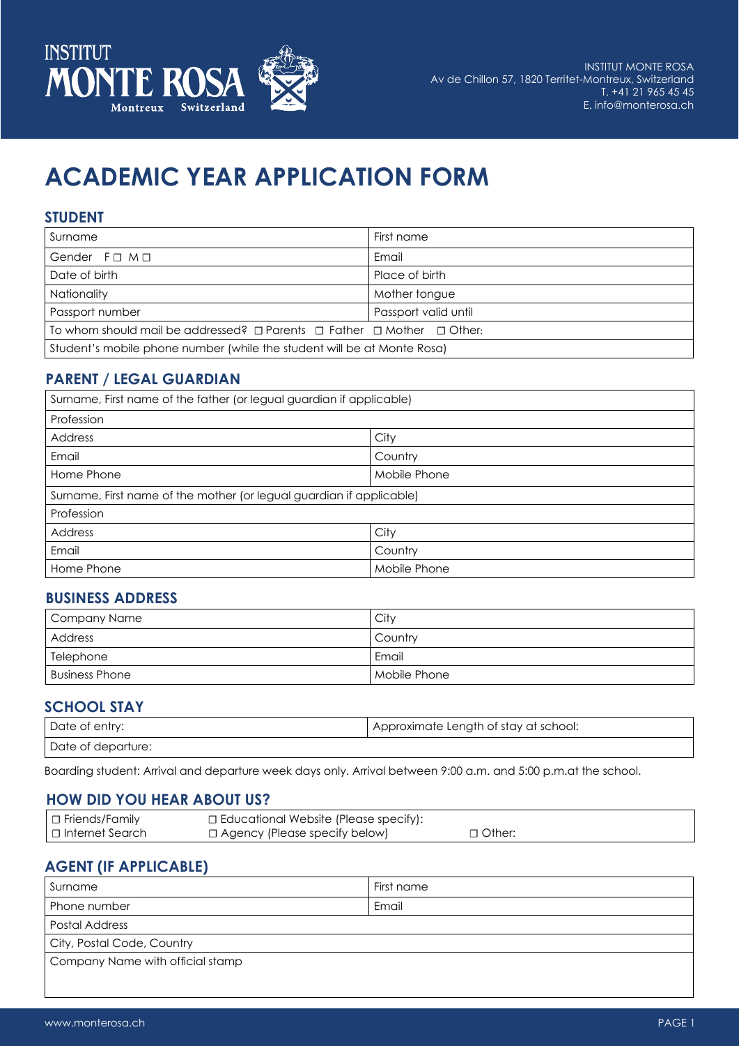INSTITUT MONTE ROSA
Montreux Switzerland

INSTITUT MONTE ROSA
Av de Chillon 57, 1820 Territet-Montreux, Switzerland
T. +41 21 965 45 45
E. info@monterosa.ch

# ACADEMIC YEAR APPLICATION FORM

## STUDENT

| Surname | First name |
|---|---|
| Gender F ☐ M ☐ | Email |
| Date of birth | Place of birth |
| Nationality | Mother tongue |
| Passport number | Passport valid until |
| To whom should mail be addressed? ☐ Parents ☐ Father ☐ Mother ☐ Other: | |
| Student's mobile phone number (while the student will be at Monte Rosa) | |

## PARENT / LEGAL GUARDIAN

| Surname, First name of the father (or legual guardian if applicable) | |
|---|---|
| Profession | |
| Address | City |
| Email | Country |
| Home Phone | Mobile Phone |
| Surname, First name of the mother (or legual guardian if applicable) | |
| Profession | |
| Address | City |
| Email | Country |
| Home Phone | Mobile Phone |

## BUSINESS ADDRESS

| Company Name | City |
|---|---|
| Address | Country |
| Telephone | Email |
| Business Phone | Mobile Phone |

## SCHOOL STAY

| Date of entry: | Approximate Length of stay at school: |
|---|---|
| Date of departure: | |

Boarding student: Arrival and departure week days only. Arrival between 9:00 a.m. and 5:00 p.m.at the school.

## HOW DID YOU HEAR ABOUT US?

| ☐ Friends/Family | ☐ Educational Website (Please specify): | |
|---|---|---|
| ☐ Internet Search | ☐ Agency (Please specify below) | ☐ Other: |

## AGENT (IF APPLICABLE)

| Surname | First name |
|---|---|
| Phone number | Email |
| Postal Address | |
| City, Postal Code, Country | |
| Company Name with official stamp | |

www.monterosa.ch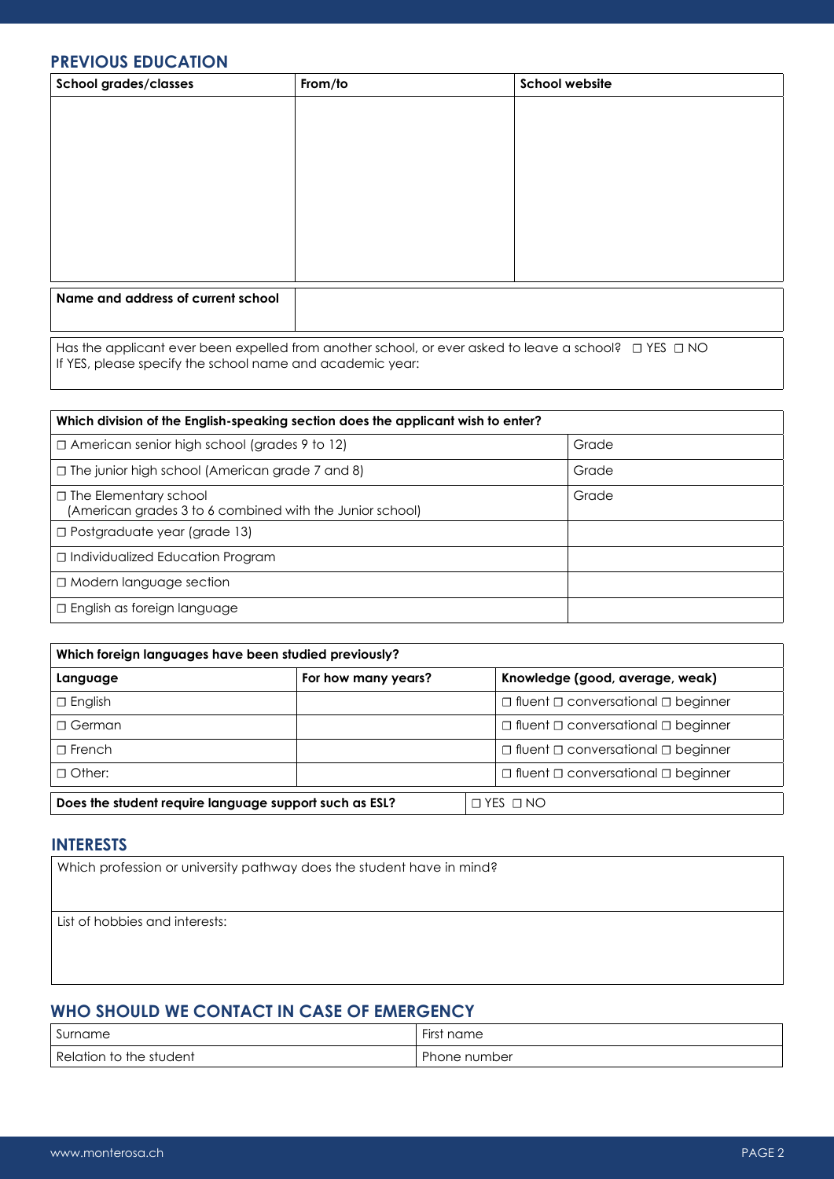## PREVIOUS EDUCATION

| School grades/classes | From/to | School website |
|---|---|---|
| | | |

| Name and address of current school | |
|---|---|

Has the applicant ever been expelled from another school, or ever asked to leave a school? ☐ YES ☐ NO
If YES, please specify the school name and academic year:

| Which division of the English-speaking section does the applicant wish to enter? | |
|---|---|
| ☐ American senior high school (grades 9 to 12) | Grade |
| ☐ The junior high school (American grade 7 and 8) | Grade |
| ☐ The Elementary school (American grades 3 to 6 combined with the Junior school) | Grade |
| ☐ Postgraduate year (grade 13) | |
| ☐ Individualized Education Program | |
| ☐ Modern language section | |
| ☐ English as foreign language | |

| Which foreign languages have been studied previously? | | |
|---|---|---|
| **Language** | **For how many years?** | **Knowledge (good, average, weak)** |
| ☐ English | | ☐ fluent ☐ conversational ☐ beginner |
| ☐ German | | ☐ fluent ☐ conversational ☐ beginner |
| ☐ French | | ☐ fluent ☐ conversational ☐ beginner |
| ☐ Other: | | ☐ fluent ☐ conversational ☐ beginner |

| Does the student require language support such as ESL? | ☐ YES ☐ NO |
|---|---|

## INTERESTS

Which profession or university pathway does the student have in mind?

List of hobbies and interests:

## WHO SHOULD WE CONTACT IN CASE OF EMERGENCY

| Surname | First name |
|---|---|
| Relation to the student | Phone number |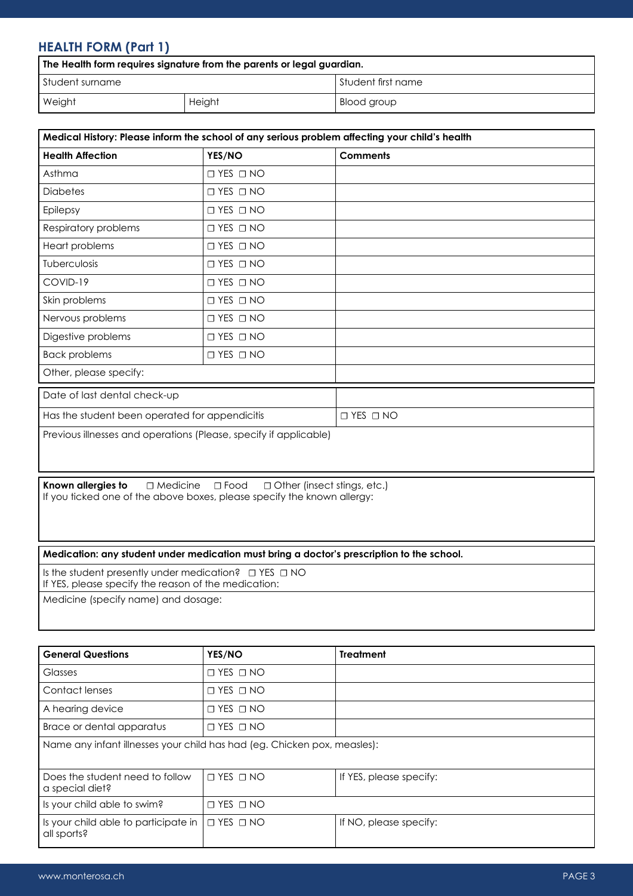## HEALTH FORM (Part 1)

| The Health form requires signature from the parents or legal guardian. | | |
|---|---|---|
| Student surname | | Student first name |
| Weight | Height | Blood group |

| Medical History: Please inform the school of any serious problem affecting your child's health | | |
|---|---|---|
| **Health Affection** | **YES/NO** | **Comments** |
| Asthma | ☐ YES ☐ NO | |
| Diabetes | ☐ YES ☐ NO | |
| Epilepsy | ☐ YES ☐ NO | |
| Respiratory problems | ☐ YES ☐ NO | |
| Heart problems | ☐ YES ☐ NO | |
| Tuberculosis | ☐ YES ☐ NO | |
| COVID-19 | ☐ YES ☐ NO | |
| Skin problems | ☐ YES ☐ NO | |
| Nervous problems | ☐ YES ☐ NO | |
| Digestive problems | ☐ YES ☐ NO | |
| Back problems | ☐ YES ☐ NO | |
| Other, please specify: | | |

| Date of last dental check-up | |
|---|---|
| Has the student been operated for appendicitis | ☐ YES ☐ NO |
| Previous illnesses and operations (Please, specify if applicable) | |

**Known allergies to** ☐ Medicine ☐ Food ☐ Other (insect stings, etc.)
If you ticked one of the above boxes, please specify the known allergy:

**Medication: any student under medication must bring a doctor's prescription to the school.**

Is the student presently under medication? ☐ YES ☐ NO
If YES, please specify the reason of the medication:

Medicine (specify name) and dosage:

| General Questions | YES/NO | Treatment |
|---|---|---|
| Glasses | ☐ YES ☐ NO | |
| Contact lenses | ☐ YES ☐ NO | |
| A hearing device | ☐ YES ☐ NO | |
| Brace or dental apparatus | ☐ YES ☐ NO | |
| Name any infant illnesses your child has had (eg. Chicken pox, measles): | | |
| Does the student need to follow a special diet? | ☐ YES ☐ NO | If YES, please specify: |
| Is your child able to swim? | ☐ YES ☐ NO | |
| Is your child able to participate in all sports? | ☐ YES ☐ NO | If NO, please specify: |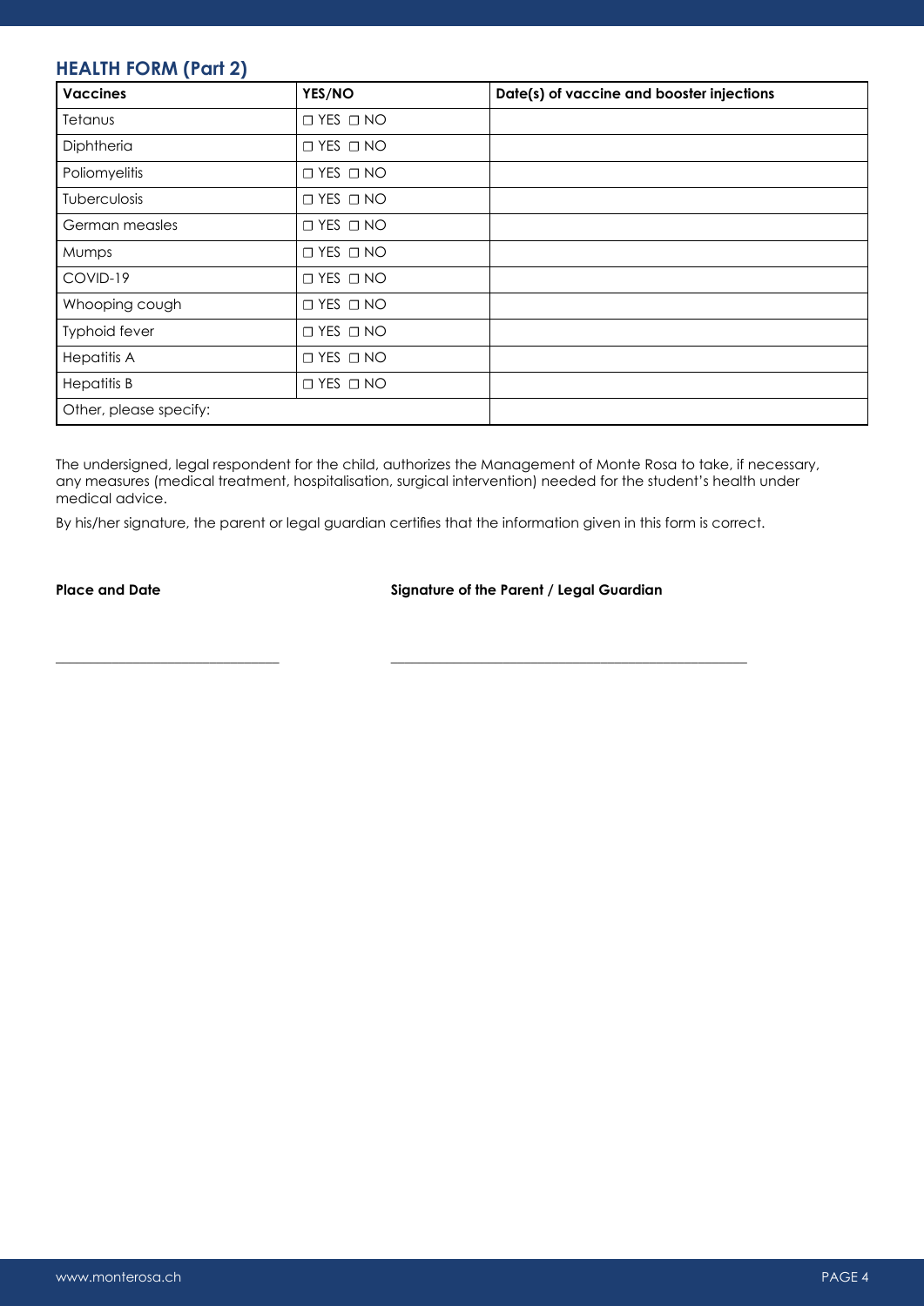## HEALTH FORM (Part 2)

| Vaccines | YES/NO | Date(s) of vaccine and booster injections |
|---|---|---|
| Tetanus | ▢ YES ▢ NO | |
| Diphtheria | ▢ YES ▢ NO | |
| Poliomyelitis | ▢ YES ▢ NO | |
| Tuberculosis | ▢ YES ▢ NO | |
| German measles | ▢ YES ▢ NO | |
| Mumps | ▢ YES ▢ NO | |
| COVID-19 | ▢ YES ▢ NO | |
| Whooping cough | ▢ YES ▢ NO | |
| Typhoid fever | ▢ YES ▢ NO | |
| Hepatitis A | ▢ YES ▢ NO | |
| Hepatitis B | ▢ YES ▢ NO | |
| Other, please specify: | | |

The undersigned, legal respondent for the child, authorizes the Management of Monte Rosa to take, if necessary, any measures (medical treatment, hospitalisation, surgical intervention) needed for the student's health under medical advice.

By his/her signature, the parent or legal guardian certifies that the information given in this form is correct.

**Place and Date** **Signature of the Parent / Legal Guardian**

______________________________ ________________________________________________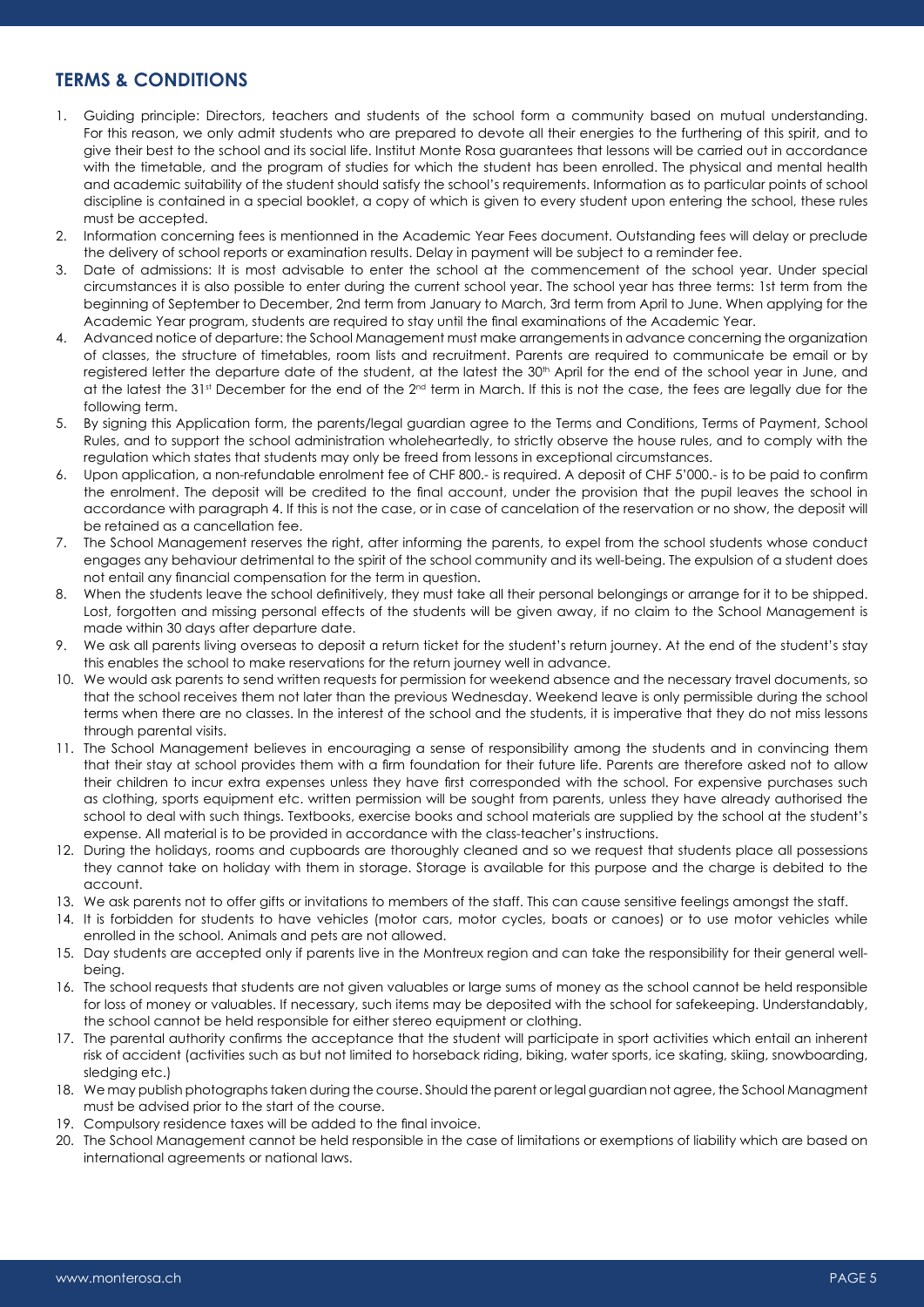## TERMS & CONDITIONS

1. Guiding principle: Directors, teachers and students of the school form a community based on mutual understanding. For this reason, we only admit students who are prepared to devote all their energies to the furthering of this spirit, and to give their best to the school and its social life. Institut Monte Rosa guarantees that lessons will be carried out in accordance with the timetable, and the program of studies for which the student has been enrolled. The physical and mental health and academic suitability of the student should satisfy the school's requirements. Information as to particular points of school discipline is contained in a special booklet, a copy of which is given to every student upon entering the school, these rules must be accepted.
2. Information concerning fees is mentionned in the Academic Year Fees document. Outstanding fees will delay or preclude the delivery of school reports or examination results. Delay in payment will be subject to a reminder fee.
3. Date of admissions: It is most advisable to enter the school at the commencement of the school year. Under special circumstances it is also possible to enter during the current school year. The school year has three terms: 1st term from the beginning of September to December, 2nd term from January to March, 3rd term from April to June. When applying for the Academic Year program, students are required to stay until the final examinations of the Academic Year.
4. Advanced notice of departure: the School Management must make arrangements in advance concerning the organization of classes, the structure of timetables, room lists and recruitment. Parents are required to communicate be email or by registered letter the departure date of the student, at the latest the 30th April for the end of the school year in June, and at the latest the 31st December for the end of the 2nd term in March. If this is not the case, the fees are legally due for the following term.
5. By signing this Application form, the parents/legal guardian agree to the Terms and Conditions, Terms of Payment, School Rules, and to support the school administration wholeheartedly, to strictly observe the house rules, and to comply with the regulation which states that students may only be freed from lessons in exceptional circumstances.
6. Upon application, a non-refundable enrolment fee of CHF 800.- is required. A deposit of CHF 5'000.- is to be paid to confirm the enrolment. The deposit will be credited to the final account, under the provision that the pupil leaves the school in accordance with paragraph 4. If this is not the case, or in case of cancelation of the reservation or no show, the deposit will be retained as a cancellation fee.
7. The School Management reserves the right, after informing the parents, to expel from the school students whose conduct engages any behaviour detrimental to the spirit of the school community and its well-being. The expulsion of a student does not entail any financial compensation for the term in question.
8. When the students leave the school definitively, they must take all their personal belongings or arrange for it to be shipped. Lost, forgotten and missing personal effects of the students will be given away, if no claim to the School Management is made within 30 days after departure date.
9. We ask all parents living overseas to deposit a return ticket for the student's return journey. At the end of the student's stay this enables the school to make reservations for the return journey well in advance.
10. We would ask parents to send written requests for permission for weekend absence and the necessary travel documents, so that the school receives them not later than the previous Wednesday. Weekend leave is only permissible during the school terms when there are no classes. In the interest of the school and the students, it is imperative that they do not miss lessons through parental visits.
11. The School Management believes in encouraging a sense of responsibility among the students and in convincing them that their stay at school provides them with a firm foundation for their future life. Parents are therefore asked not to allow their children to incur extra expenses unless they have first corresponded with the school. For expensive purchases such as clothing, sports equipment etc. written permission will be sought from parents, unless they have already authorised the school to deal with such things. Textbooks, exercise books and school materials are supplied by the school at the student's expense. All material is to be provided in accordance with the class-teacher's instructions.
12. During the holidays, rooms and cupboards are thoroughly cleaned and so we request that students place all possessions they cannot take on holiday with them in storage. Storage is available for this purpose and the charge is debited to the account.
13. We ask parents not to offer gifts or invitations to members of the staff. This can cause sensitive feelings amongst the staff.
14. It is forbidden for students to have vehicles (motor cars, motor cycles, boats or canoes) or to use motor vehicles while enrolled in the school. Animals and pets are not allowed.
15. Day students are accepted only if parents live in the Montreux region and can take the responsibility for their general well-being.
16. The school requests that students are not given valuables or large sums of money as the school cannot be held responsible for loss of money or valuables. If necessary, such items may be deposited with the school for safekeeping. Understandably, the school cannot be held responsible for either stereo equipment or clothing.
17. The parental authority confirms the acceptance that the student will participate in sport activities which entail an inherent risk of accident (activities such as but not limited to horseback riding, biking, water sports, ice skating, skiing, snowboarding, sledging etc.)
18. We may publish photographs taken during the course. Should the parent or legal guardian not agree, the School Managment must be advised prior to the start of the course.
19. Compulsory residence taxes will be added to the final invoice.
20. The School Management cannot be held responsible in the case of limitations or exemptions of liability which are based on international agreements or national laws.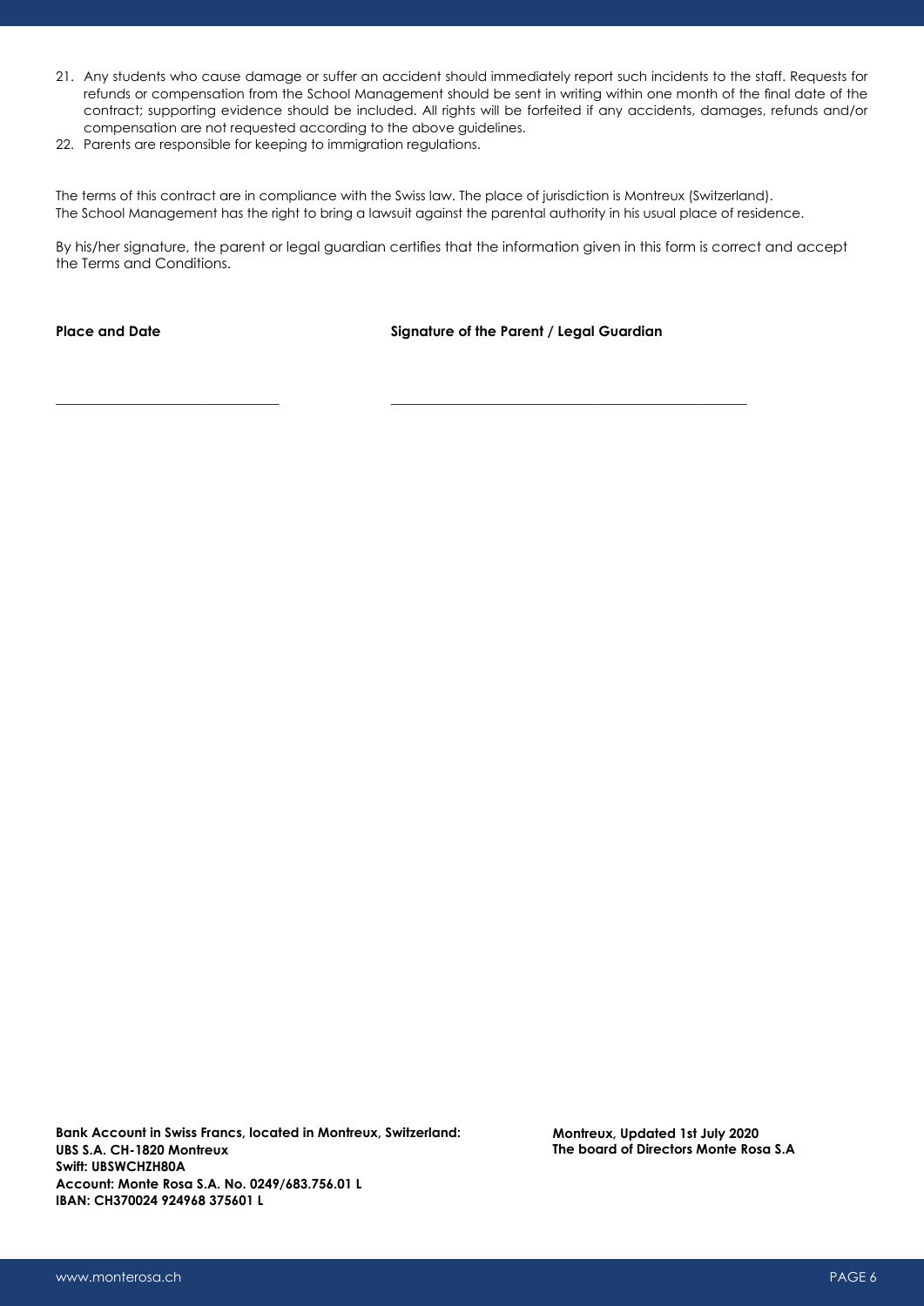21. Any students who cause damage or suffer an accident should immediately report such incidents to the staff. Requests for refunds or compensation from the School Management should be sent in writing within one month of the final date of the contract; supporting evidence should be included. All rights will be forfeited if any accidents, damages, refunds and/or compensation are not requested according to the above guidelines.
22. Parents are responsible for keeping to immigration regulations.

The terms of this contract are in compliance with the Swiss law. The place of jurisdiction is Montreux (Switzerland).
The School Management has the right to bring a lawsuit against the parental authority in his usual place of residence.

By his/her signature, the parent or legal guardian certifies that the information given in this form is correct and accept the Terms and Conditions.

**Place and Date** **Signature of the Parent / Legal Guardian**

_______________________________ __________________________________________________

**Bank Account in Swiss Francs, located in Montreux, Switzerland:**
**UBS S.A. CH-1820 Montreux**
**Swift: UBSWCHZH80A**
**Account: Monte Rosa S.A. No. 0249/683.756.01 L**
**IBAN: CH370024 924968 375601 L**

**Montreux, Updated 1st July 2020**
**The board of Directors Monte Rosa S.A**